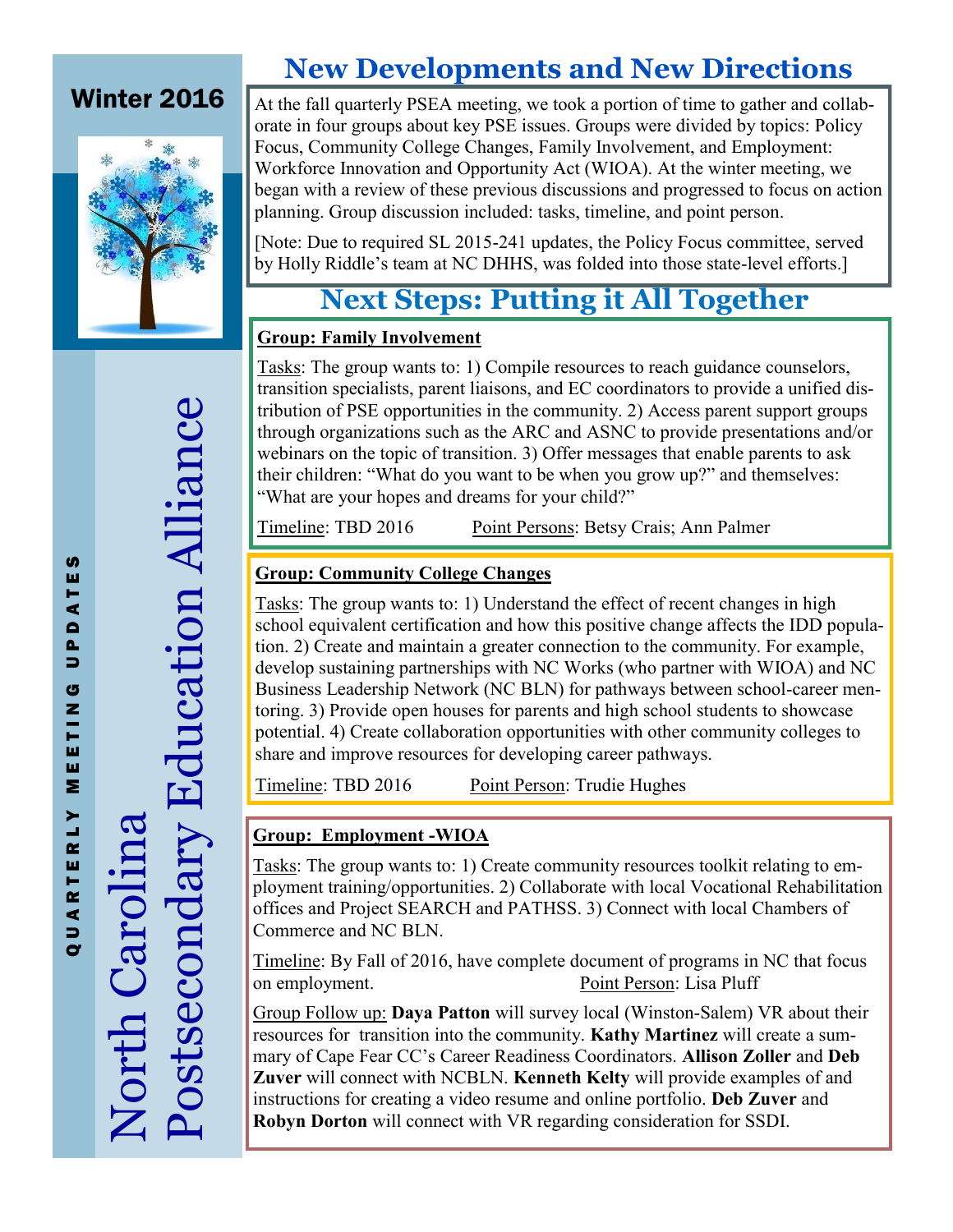Winter 2016

# North Carolina Postsecondary Education Alliance

QUARTERLY MEETING UPDATES

## New Developments and New Directions

At the fall quarterly PSEA meeting, we took a portion of time to gather and collaborate in four groups about key PSE issues. Groups were divided by topics: Policy Focus, Community College Changes, Family Involvement, and Employment: Workforce Innovation and Opportunity Act (WIOA). At the winter meeting, we began with a review of these previous discussions and progressed to focus on action planning. Group discussion included: tasks, timeline, and point person.

[Note: Due to required SL 2015-241 updates, the Policy Focus committee, served by Holly Riddle's team at NC DHHS, was folded into those state-level efforts.]

## Next Steps: Putting it All Together

**Group: Family Involvement**

Tasks: The group wants to: 1) Compile resources to reach guidance counselors, transition specialists, parent liaisons, and EC coordinators to provide a unified distribution of PSE opportunities in the community. 2) Access parent support groups through organizations such as the ARC and ASNC to provide presentations and/or webinars on the topic of transition. 3) Offer messages that enable parents to ask their children: "What do you want to be when you grow up?" and themselves: "What are your hopes and dreams for your child?"

Timeline: TBD 2016    Point Persons: Betsy Crais; Ann Palmer

**Group: Community College Changes**

Tasks: The group wants to: 1) Understand the effect of recent changes in high school equivalent certification and how this positive change affects the IDD population. 2) Create and maintain a greater connection to the community. For example, develop sustaining partnerships with NC Works (who partner with WIOA) and NC Business Leadership Network (NC BLN) for pathways between school-career mentoring. 3) Provide open houses for parents and high school students to showcase potential. 4) Create collaboration opportunities with other community colleges to share and improve resources for developing career pathways.

Timeline: TBD 2016    Point Person: Trudie Hughes

**Group: Employment -WIOA**

Tasks: The group wants to: 1) Create community resources toolkit relating to employment training/opportunities. 2) Collaborate with local Vocational Rehabilitation offices and Project SEARCH and PATHSS. 3) Connect with local Chambers of Commerce and NC BLN.

Timeline: By Fall of 2016, have complete document of programs in NC that focus on employment.    Point Person: Lisa Pluff

Group Follow up: **Daya Patton** will survey local (Winston-Salem) VR about their resources for transition into the community. **Kathy Martinez** will create a summary of Cape Fear CC's Career Readiness Coordinators. **Allison Zoller** and **Deb Zuver** will connect with NCBLN. **Kenneth Kelty** will provide examples of and instructions for creating a video resume and online portfolio. **Deb Zuver** and **Robyn Dorton** will connect with VR regarding consideration for SSDI.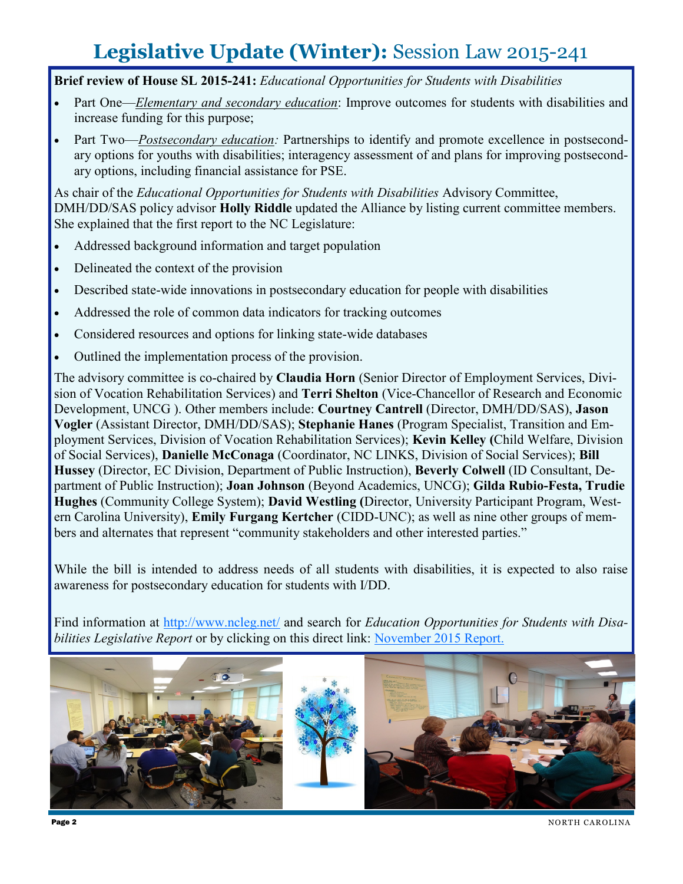# **Legislative Update (Winter):** Session Law 2015-241

**Brief review of House SL 2015-241:** *Educational Opportunities for Students with Disabilities*

- Part One—*Elementary and secondary education*: Improve outcomes for students with disabilities and increase funding for this purpose;
- Part Two—*Postsecondary education:* Partnerships to identify and promote excellence in postsecondary options for youths with disabilities; interagency assessment of and plans for improving postsecondary options, including financial assistance for PSE.

As chair of the *Educational Opportunities for Students with Disabilities* Advisory Committee, DMH/DD/SAS policy advisor **Holly Riddle** updated the Alliance by listing current committee members. She explained that the first report to the NC Legislature:

- Addressed background information and target population
- Delineated the context of the provision
- Described state-wide innovations in postsecondary education for people with disabilities
- Addressed the role of common data indicators for tracking outcomes
- Considered resources and options for linking state-wide databases
- Outlined the implementation process of the provision.

The advisory committee is co-chaired by **Claudia Horn** (Senior Director of Employment Services, Division of Vocation Rehabilitation Services) and **Terri Shelton** (Vice-Chancellor of Research and Economic Development, UNCG ). Other members include: **Courtney Cantrell** (Director, DMH/DD/SAS), **Jason Vogler** (Assistant Director, DMH/DD/SAS); **Stephanie Hanes** (Program Specialist, Transition and Employment Services, Division of Vocation Rehabilitation Services); **Kevin Kelley (**Child Welfare, Division of Social Services), **Danielle McConaga** (Coordinator, NC LINKS, Division of Social Services); **Bill Hussey** (Director, EC Division, Department of Public Instruction), **Beverly Colwell** (ID Consultant, Department of Public Instruction); **Joan Johnson** (Beyond Academics, UNCG); **Gilda Rubio-Festa, Trudie Hughes** (Community College System); **David Westling (**Director, University Participant Program, Western Carolina University), **Emily Furgang Kertcher** (CIDD-UNC); as well as nine other groups of members and alternates that represent "community stakeholders and other interested parties."

While the bill is intended to address needs of all students with disabilities, it is expected to also raise awareness for postsecondary education for students with I/DD.

Find information at http://www.ncleg.net/ and search for *Education Opportunities for Students with Disabilities Legislative Report* or by clicking on this direct link: November 2015 Report.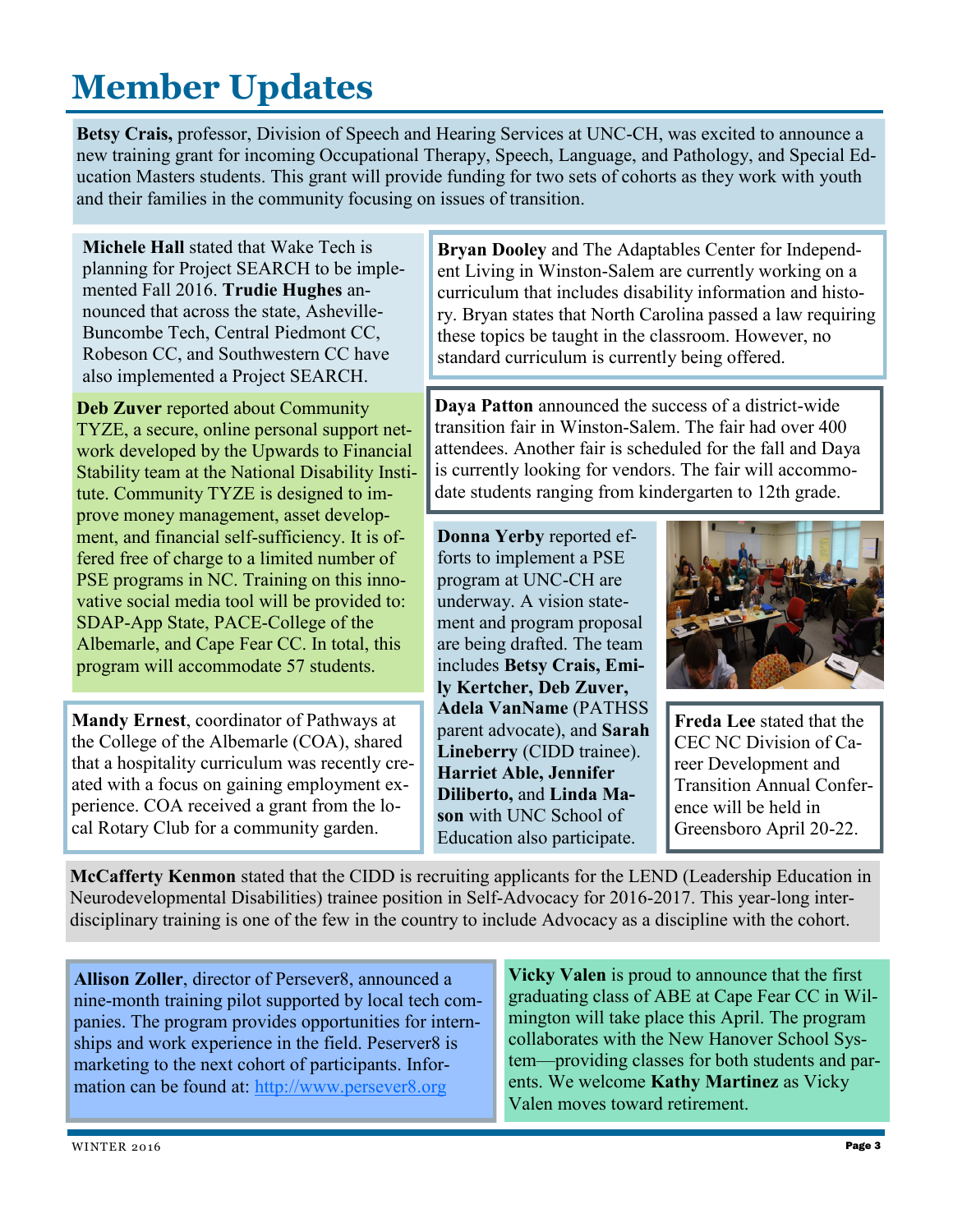# Member Updates

**Betsy Crais,** professor, Division of Speech and Hearing Services at UNC-CH, was excited to announce a new training grant for incoming Occupational Therapy, Speech, Language, and Pathology, and Special Education Masters students. This grant will provide funding for two sets of cohorts as they work with youth and their families in the community focusing on issues of transition.

**Michele Hall** stated that Wake Tech is planning for Project SEARCH to be implemented Fall 2016. **Trudie Hughes** announced that across the state, Asheville-Buncombe Tech, Central Piedmont CC, Robeson CC, and Southwestern CC have also implemented a Project SEARCH.

**Deb Zuver** reported about Community TYZE, a secure, online personal support network developed by the Upwards to Financial Stability team at the National Disability Institute. Community TYZE is designed to improve money management, asset development, and financial self-sufficiency. It is offered free of charge to a limited number of PSE programs in NC. Training on this innovative social media tool will be provided to: SDAP-App State, PACE-College of the Albemarle, and Cape Fear CC. In total, this program will accommodate 57 students.

**Mandy Ernest**, coordinator of Pathways at the College of the Albemarle (COA), shared that a hospitality curriculum was recently created with a focus on gaining employment experience. COA received a grant from the local Rotary Club for a community garden.

**Bryan Dooley** and The Adaptables Center for Independent Living in Winston-Salem are currently working on a curriculum that includes disability information and history. Bryan states that North Carolina passed a law requiring these topics be taught in the classroom. However, no standard curriculum is currently being offered.

**Daya Patton** announced the success of a district-wide transition fair in Winston-Salem. The fair had over 400 attendees. Another fair is scheduled for the fall and Daya is currently looking for vendors. The fair will accommodate students ranging from kindergarten to 12th grade.

**Donna Yerby** reported efforts to implement a PSE program at UNC-CH are underway. A vision statement and program proposal are being drafted. The team includes **Betsy Crais, Emily Kertcher, Deb Zuver, Adela VanName** (PATHSS parent advocate), and **Sarah Lineberry** (CIDD trainee). **Harriet Able, Jennifer Diliberto,** and **Linda Mason** with UNC School of Education also participate.

**Freda Lee** stated that the CEC NC Division of Career Development and Transition Annual Conference will be held in Greensboro April 20-22.

**McCafferty Kenmon** stated that the CIDD is recruiting applicants for the LEND (Leadership Education in Neurodevelopmental Disabilities) trainee position in Self-Advocacy for 2016-2017. This year-long interdisciplinary training is one of the few in the country to include Advocacy as a discipline with the cohort.

**Allison Zoller**, director of Persever8, announced a nine-month training pilot supported by local tech companies. The program provides opportunities for internships and work experience in the field. Peserver8 is marketing to the next cohort of participants. Information can be found at: http://www.persever8.org

**Vicky Valen** is proud to announce that the first graduating class of ABE at Cape Fear CC in Wilmington will take place this April. The program collaborates with the New Hanover School System—providing classes for both students and parents. We welcome **Kathy Martinez** as Vicky Valen moves toward retirement.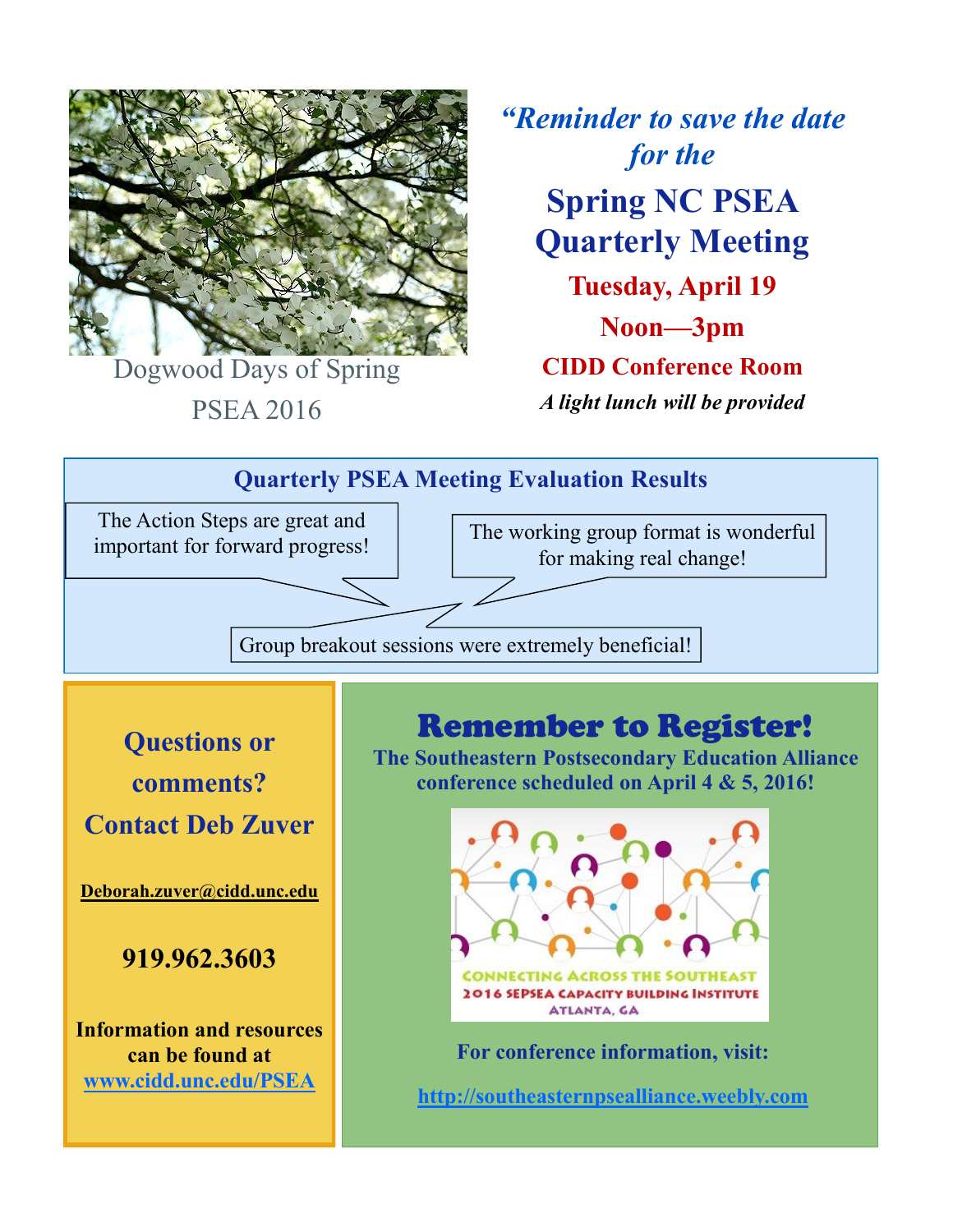Dogwood Days of Spring

PSEA 2016

*"Reminder to save the date for the*

## Spring NC PSEA Quarterly Meeting

**Tuesday, April 19**

**Noon—3pm**

**CIDD Conference Room**

***A light lunch will be provided***

### Quarterly PSEA Meeting Evaluation Results

The Action Steps are great and important for forward progress!

The working group format is wonderful for making real change!

Group breakout sessions were extremely beneficial!

**Questions or comments?**

**Contact Deb Zuver**

**Deborah.zuver@cidd.unc.edu**

**919.962.3603**

**Information and resources can be found at www.cidd.unc.edu/PSEA**

## Remember to Register!

**The Southeastern Postsecondary Education Alliance conference scheduled on April 4 & 5, 2016!**

CONNECTING ACROSS THE SOUTHEAST

2016 SEPSEA CAPACITY BUILDING INSTITUTE

ATLANTA, GA

**For conference information, visit:**

**http://southeasternpsealliance.weebly.com**